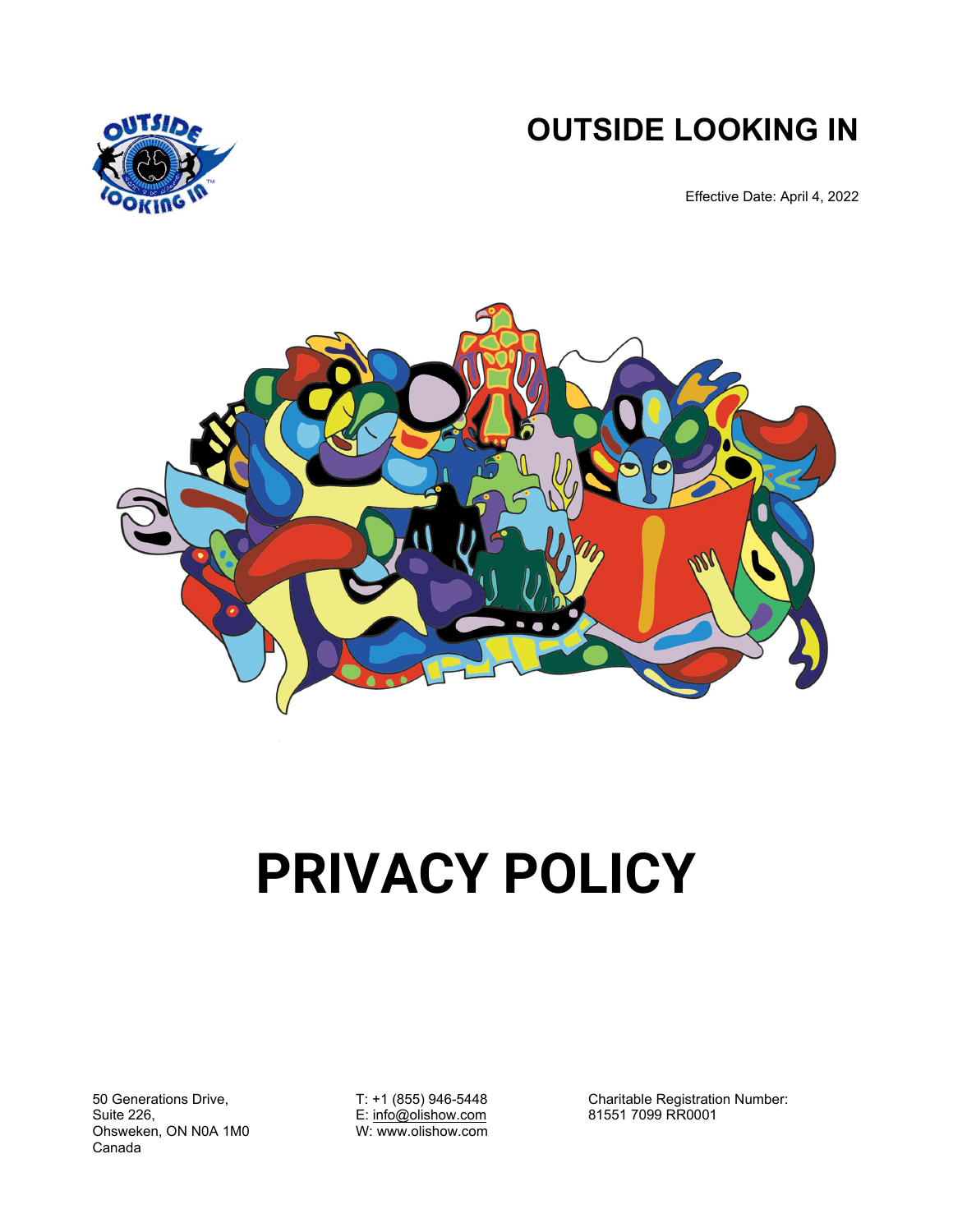# OUTSIDE LOOKING IN

Effective Date: April 4, 2022

# PRIVACY POLICY

50 Generations Drive,
Suite 226,
Ohsweken, ON N0A 1M0
Canada

T: +1 (855) 946-5448
E: info@olishow.com
W: www.olishow.com

Charitable Registration Number:
81551 7099 RR0001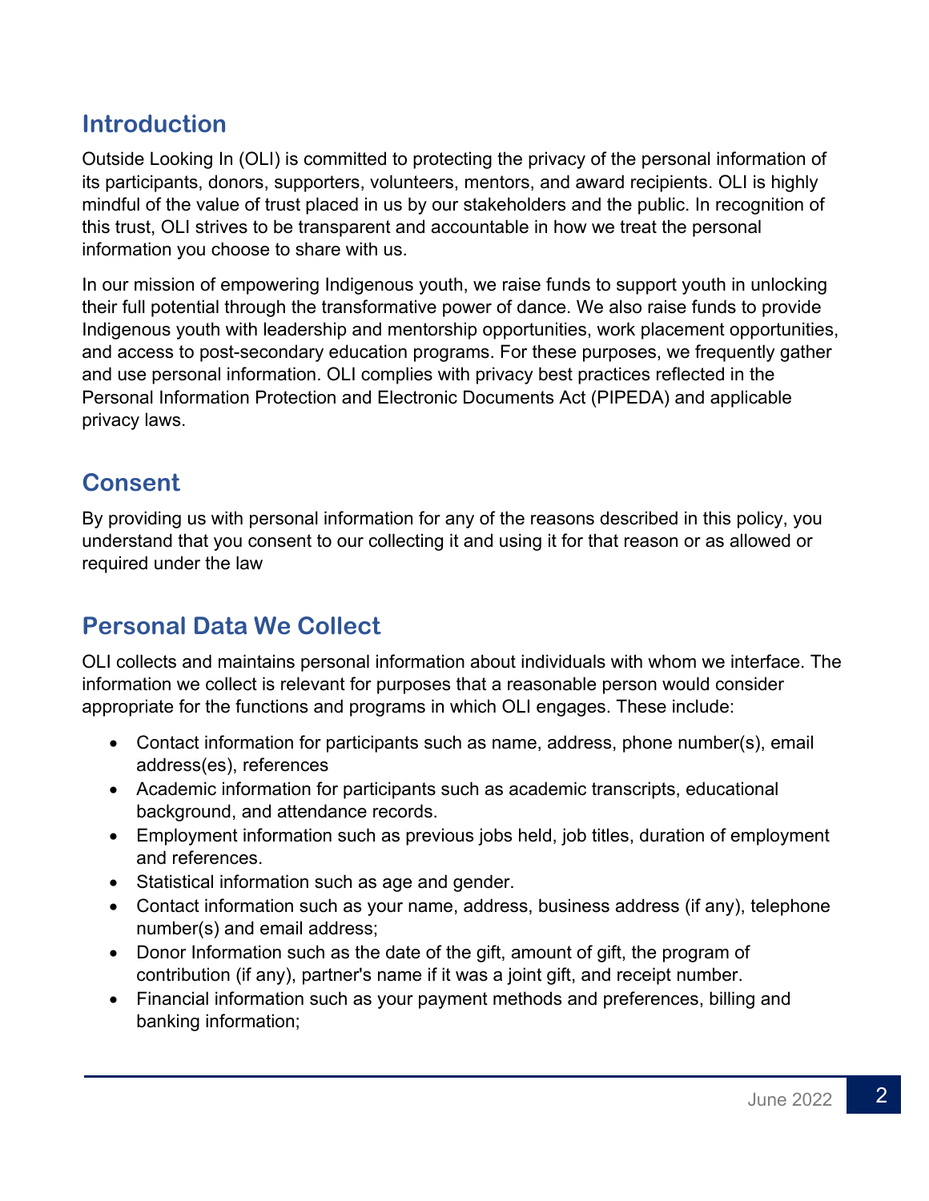## Introduction

Outside Looking In (OLI) is committed to protecting the privacy of the personal information of its participants, donors, supporters, volunteers, mentors, and award recipients. OLI is highly mindful of the value of trust placed in us by our stakeholders and the public. In recognition of this trust, OLI strives to be transparent and accountable in how we treat the personal information you choose to share with us.

In our mission of empowering Indigenous youth, we raise funds to support youth in unlocking their full potential through the transformative power of dance. We also raise funds to provide Indigenous youth with leadership and mentorship opportunities, work placement opportunities, and access to post-secondary education programs. For these purposes, we frequently gather and use personal information. OLI complies with privacy best practices reflected in the Personal Information Protection and Electronic Documents Act (PIPEDA) and applicable privacy laws.

## Consent

By providing us with personal information for any of the reasons described in this policy, you understand that you consent to our collecting it and using it for that reason or as allowed or required under the law

## Personal Data We Collect

OLI collects and maintains personal information about individuals with whom we interface. The information we collect is relevant for purposes that a reasonable person would consider appropriate for the functions and programs in which OLI engages. These include:

- Contact information for participants such as name, address, phone number(s), email address(es), references
- Academic information for participants such as academic transcripts, educational background, and attendance records.
- Employment information such as previous jobs held, job titles, duration of employment and references.
- Statistical information such as age and gender.
- Contact information such as your name, address, business address (if any), telephone number(s) and email address;
- Donor Information such as the date of the gift, amount of gift, the program of contribution (if any), partner's name if it was a joint gift, and receipt number.
- Financial information such as your payment methods and preferences, billing and banking information;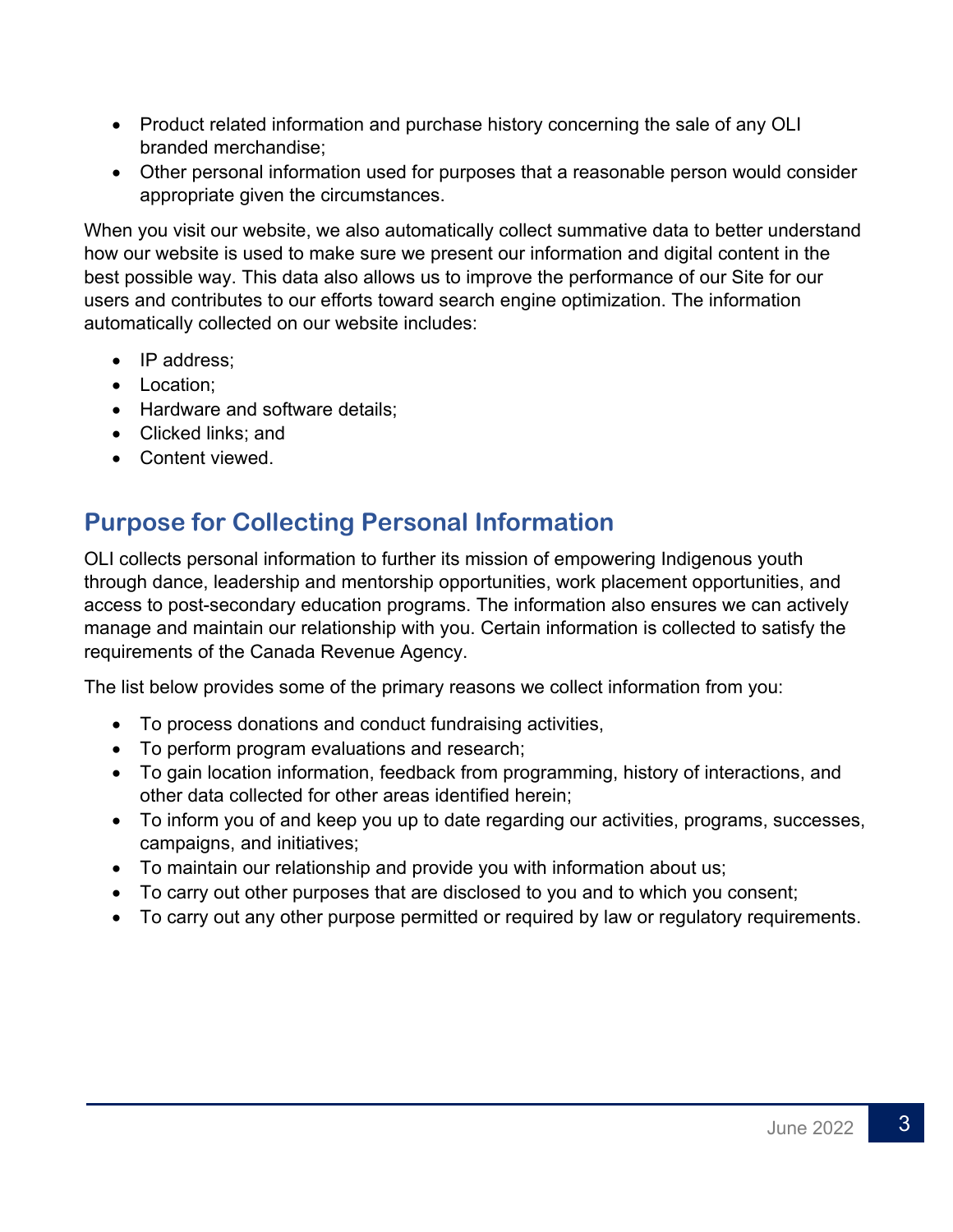- Product related information and purchase history concerning the sale of any OLI branded merchandise;
- Other personal information used for purposes that a reasonable person would consider appropriate given the circumstances.

When you visit our website, we also automatically collect summative data to better understand how our website is used to make sure we present our information and digital content in the best possible way. This data also allows us to improve the performance of our Site for our users and contributes to our efforts toward search engine optimization. The information automatically collected on our website includes:

- IP address;
- Location;
- Hardware and software details;
- Clicked links; and
- Content viewed.

## Purpose for Collecting Personal Information

OLI collects personal information to further its mission of empowering Indigenous youth through dance, leadership and mentorship opportunities, work placement opportunities, and access to post-secondary education programs. The information also ensures we can actively manage and maintain our relationship with you. Certain information is collected to satisfy the requirements of the Canada Revenue Agency.

The list below provides some of the primary reasons we collect information from you:

- To process donations and conduct fundraising activities,
- To perform program evaluations and research;
- To gain location information, feedback from programming, history of interactions, and other data collected for other areas identified herein;
- To inform you of and keep you up to date regarding our activities, programs, successes, campaigns, and initiatives;
- To maintain our relationship and provide you with information about us;
- To carry out other purposes that are disclosed to you and to which you consent;
- To carry out any other purpose permitted or required by law or regulatory requirements.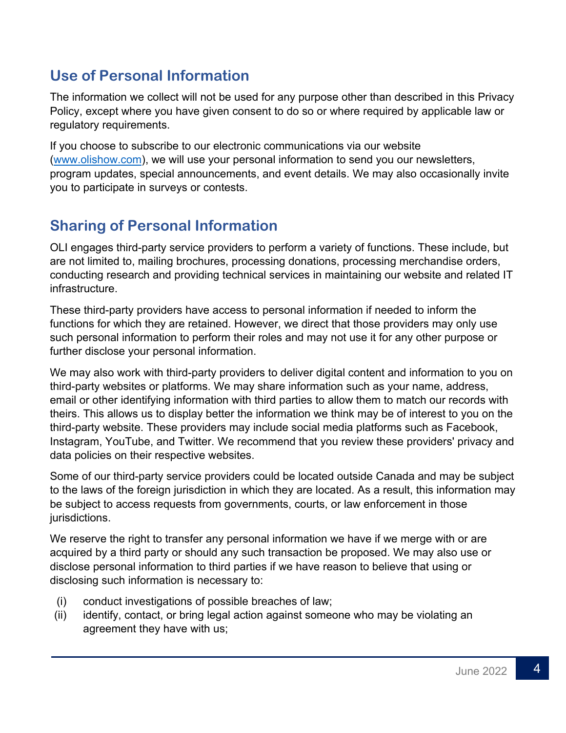## Use of Personal Information

The information we collect will not be used for any purpose other than described in this Privacy Policy, except where you have given consent to do so or where required by applicable law or regulatory requirements.

If you choose to subscribe to our electronic communications via our website (www.olishow.com), we will use your personal information to send you our newsletters, program updates, special announcements, and event details. We may also occasionally invite you to participate in surveys or contests.

## Sharing of Personal Information

OLI engages third-party service providers to perform a variety of functions. These include, but are not limited to, mailing brochures, processing donations, processing merchandise orders, conducting research and providing technical services in maintaining our website and related IT infrastructure.

These third-party providers have access to personal information if needed to inform the functions for which they are retained. However, we direct that those providers may only use such personal information to perform their roles and may not use it for any other purpose or further disclose your personal information.

We may also work with third-party providers to deliver digital content and information to you on third-party websites or platforms. We may share information such as your name, address, email or other identifying information with third parties to allow them to match our records with theirs. This allows us to display better the information we think may be of interest to you on the third-party website. These providers may include social media platforms such as Facebook, Instagram, YouTube, and Twitter. We recommend that you review these providers' privacy and data policies on their respective websites.

Some of our third-party service providers could be located outside Canada and may be subject to the laws of the foreign jurisdiction in which they are located. As a result, this information may be subject to access requests from governments, courts, or law enforcement in those jurisdictions.

We reserve the right to transfer any personal information we have if we merge with or are acquired by a third party or should any such transaction be proposed. We may also use or disclose personal information to third parties if we have reason to believe that using or disclosing such information is necessary to:

- (i) conduct investigations of possible breaches of law;
- (ii) identify, contact, or bring legal action against someone who may be violating an agreement they have with us;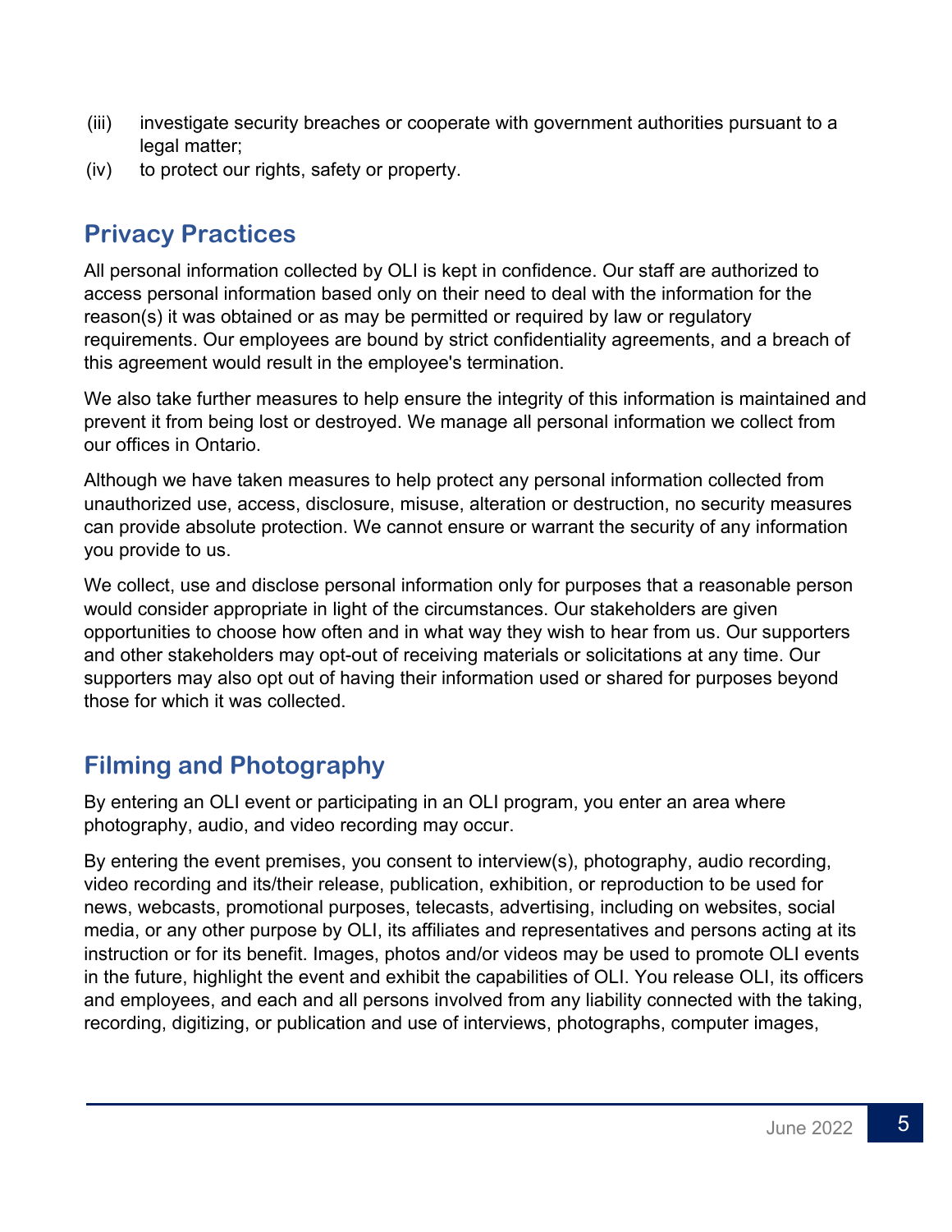(iii) investigate security breaches or cooperate with government authorities pursuant to a legal matter;

(iv) to protect our rights, safety or property.

## Privacy Practices

All personal information collected by OLI is kept in confidence. Our staff are authorized to access personal information based only on their need to deal with the information for the reason(s) it was obtained or as may be permitted or required by law or regulatory requirements. Our employees are bound by strict confidentiality agreements, and a breach of this agreement would result in the employee's termination.

We also take further measures to help ensure the integrity of this information is maintained and prevent it from being lost or destroyed. We manage all personal information we collect from our offices in Ontario.

Although we have taken measures to help protect any personal information collected from unauthorized use, access, disclosure, misuse, alteration or destruction, no security measures can provide absolute protection. We cannot ensure or warrant the security of any information you provide to us.

We collect, use and disclose personal information only for purposes that a reasonable person would consider appropriate in light of the circumstances. Our stakeholders are given opportunities to choose how often and in what way they wish to hear from us. Our supporters and other stakeholders may opt-out of receiving materials or solicitations at any time. Our supporters may also opt out of having their information used or shared for purposes beyond those for which it was collected.

## Filming and Photography

By entering an OLI event or participating in an OLI program, you enter an area where photography, audio, and video recording may occur.

By entering the event premises, you consent to interview(s), photography, audio recording, video recording and its/their release, publication, exhibition, or reproduction to be used for news, webcasts, promotional purposes, telecasts, advertising, including on websites, social media, or any other purpose by OLI, its affiliates and representatives and persons acting at its instruction or for its benefit. Images, photos and/or videos may be used to promote OLI events in the future, highlight the event and exhibit the capabilities of OLI. You release OLI, its officers and employees, and each and all persons involved from any liability connected with the taking, recording, digitizing, or publication and use of interviews, photographs, computer images,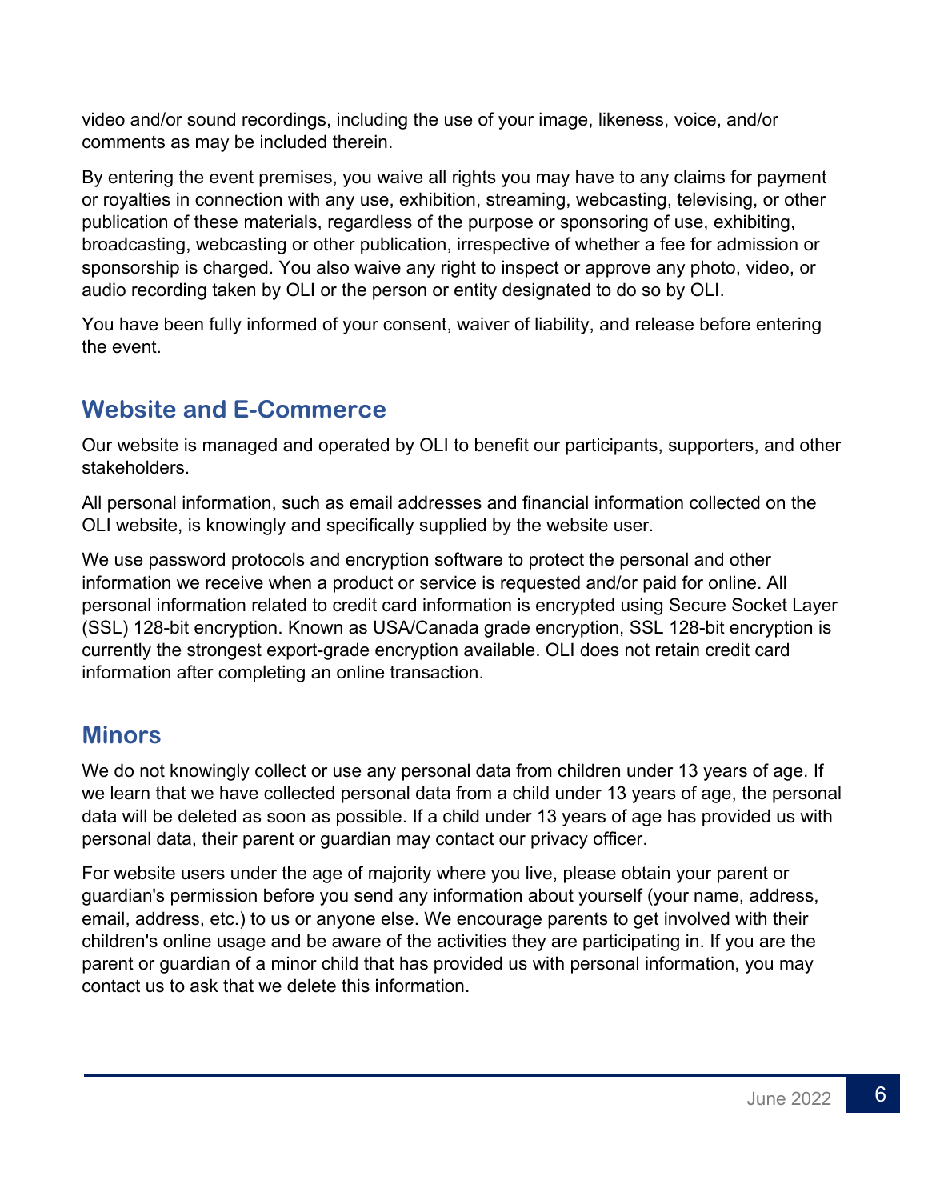video and/or sound recordings, including the use of your image, likeness, voice, and/or comments as may be included therein.

By entering the event premises, you waive all rights you may have to any claims for payment or royalties in connection with any use, exhibition, streaming, webcasting, televising, or other publication of these materials, regardless of the purpose or sponsoring of use, exhibiting, broadcasting, webcasting or other publication, irrespective of whether a fee for admission or sponsorship is charged. You also waive any right to inspect or approve any photo, video, or audio recording taken by OLI or the person or entity designated to do so by OLI.

You have been fully informed of your consent, waiver of liability, and release before entering the event.

## Website and E-Commerce

Our website is managed and operated by OLI to benefit our participants, supporters, and other stakeholders.

All personal information, such as email addresses and financial information collected on the OLI website, is knowingly and specifically supplied by the website user.

We use password protocols and encryption software to protect the personal and other information we receive when a product or service is requested and/or paid for online. All personal information related to credit card information is encrypted using Secure Socket Layer (SSL) 128-bit encryption. Known as USA/Canada grade encryption, SSL 128-bit encryption is currently the strongest export-grade encryption available. OLI does not retain credit card information after completing an online transaction.

## Minors

We do not knowingly collect or use any personal data from children under 13 years of age. If we learn that we have collected personal data from a child under 13 years of age, the personal data will be deleted as soon as possible. If a child under 13 years of age has provided us with personal data, their parent or guardian may contact our privacy officer.

For website users under the age of majority where you live, please obtain your parent or guardian's permission before you send any information about yourself (your name, address, email, address, etc.) to us or anyone else. We encourage parents to get involved with their children's online usage and be aware of the activities they are participating in. If you are the parent or guardian of a minor child that has provided us with personal information, you may contact us to ask that we delete this information.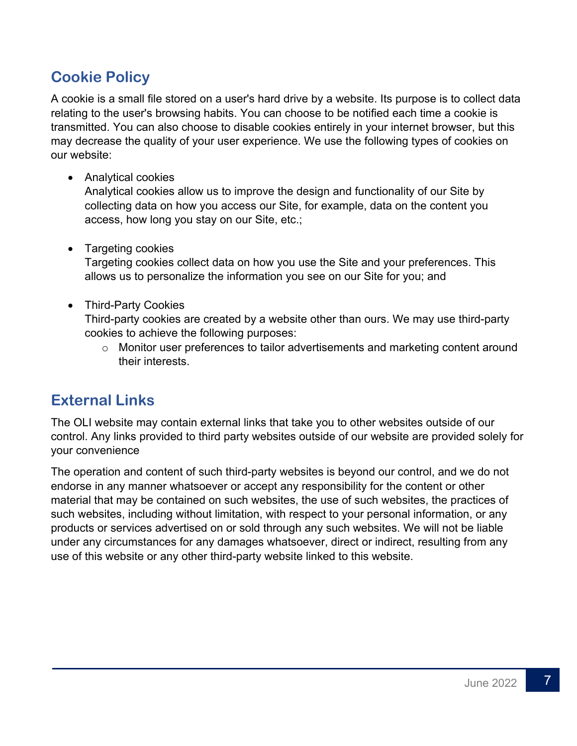## Cookie Policy

A cookie is a small file stored on a user's hard drive by a website. Its purpose is to collect data relating to the user's browsing habits. You can choose to be notified each time a cookie is transmitted. You can also choose to disable cookies entirely in your internet browser, but this may decrease the quality of your user experience. We use the following types of cookies on our website:

- Analytical cookies
  Analytical cookies allow us to improve the design and functionality of our Site by collecting data on how you access our Site, for example, data on the content you access, how long you stay on our Site, etc.;

- Targeting cookies
  Targeting cookies collect data on how you use the Site and your preferences. This allows us to personalize the information you see on our Site for you; and

- Third-Party Cookies
  Third-party cookies are created by a website other than ours. We may use third-party cookies to achieve the following purposes:
    - Monitor user preferences to tailor advertisements and marketing content around their interests.

## External Links

The OLI website may contain external links that take you to other websites outside of our control. Any links provided to third party websites outside of our website are provided solely for your convenience

The operation and content of such third-party websites is beyond our control, and we do not endorse in any manner whatsoever or accept any responsibility for the content or other material that may be contained on such websites, the use of such websites, the practices of such websites, including without limitation, with respect to your personal information, or any products or services advertised on or sold through any such websites. We will not be liable under any circumstances for any damages whatsoever, direct or indirect, resulting from any use of this website or any other third-party website linked to this website.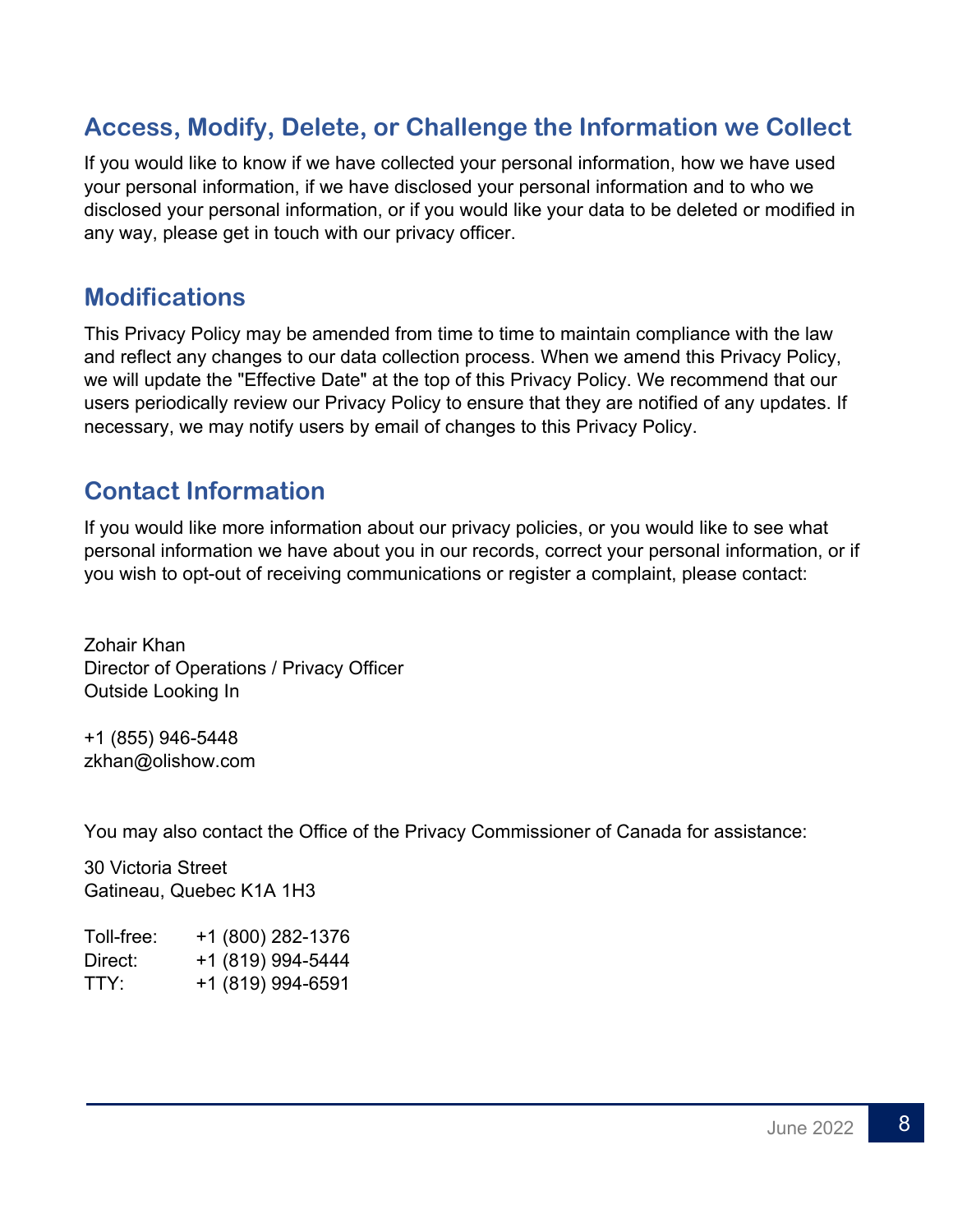## Access, Modify, Delete, or Challenge the Information we Collect

If you would like to know if we have collected your personal information, how we have used your personal information, if we have disclosed your personal information and to who we disclosed your personal information, or if you would like your data to be deleted or modified in any way, please get in touch with our privacy officer.

## Modifications

This Privacy Policy may be amended from time to time to maintain compliance with the law and reflect any changes to our data collection process. When we amend this Privacy Policy, we will update the "Effective Date" at the top of this Privacy Policy. We recommend that our users periodically review our Privacy Policy to ensure that they are notified of any updates. If necessary, we may notify users by email of changes to this Privacy Policy.

## Contact Information

If you would like more information about our privacy policies, or you would like to see what personal information we have about you in our records, correct your personal information, or if you wish to opt-out of receiving communications or register a complaint, please contact:

Zohair Khan
Director of Operations / Privacy Officer
Outside Looking In

+1 (855) 946-5448
zkhan@olishow.com

You may also contact the Office of the Privacy Commissioner of Canada for assistance:

30 Victoria Street
Gatineau, Quebec K1A 1H3

| | |
|---|---|
| Toll-free: | +1 (800) 282-1376 |
| Direct: | +1 (819) 994-5444 |
| TTY: | +1 (819) 994-6591 |

June 2022